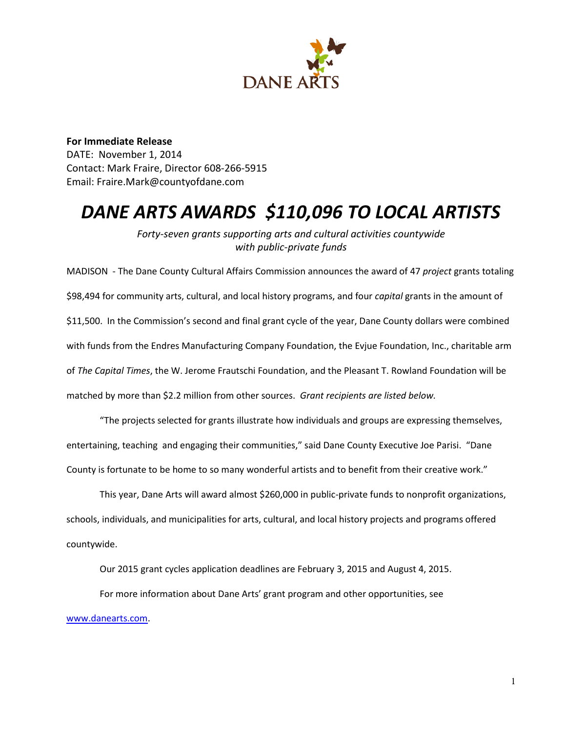DANE ARTS

**For Immediate Release**
DATE: November 1, 2014
Contact: Mark Fraire, Director 608-266-5915
Email: Fraire.Mark@countyofdane.com

# *DANE ARTS AWARDS $110,096 TO LOCAL ARTISTS*

*Forty-seven grants supporting arts and cultural activities countywide with public-private funds*

MADISON - The Dane County Cultural Affairs Commission announces the award of 47 *project* grants totaling $98,494 for community arts, cultural, and local history programs, and four *capital* grants in the amount of $11,500. In the Commission's second and final grant cycle of the year, Dane County dollars were combined with funds from the Endres Manufacturing Company Foundation, the Evjue Foundation, Inc., charitable arm of *The Capital Times*, the W. Jerome Frautschi Foundation, and the Pleasant T. Rowland Foundation will be matched by more than $2.2 million from other sources. *Grant recipients are listed below.*

"The projects selected for grants illustrate how individuals and groups are expressing themselves, entertaining, teaching and engaging their communities," said Dane County Executive Joe Parisi. "Dane County is fortunate to be home to so many wonderful artists and to benefit from their creative work."

This year, Dane Arts will award almost $260,000 in public-private funds to nonprofit organizations, schools, individuals, and municipalities for arts, cultural, and local history projects and programs offered countywide.

Our 2015 grant cycles application deadlines are February 3, 2015 and August 4, 2015.

For more information about Dane Arts' grant program and other opportunities, see [www.danearts.com](http://www.danearts.com).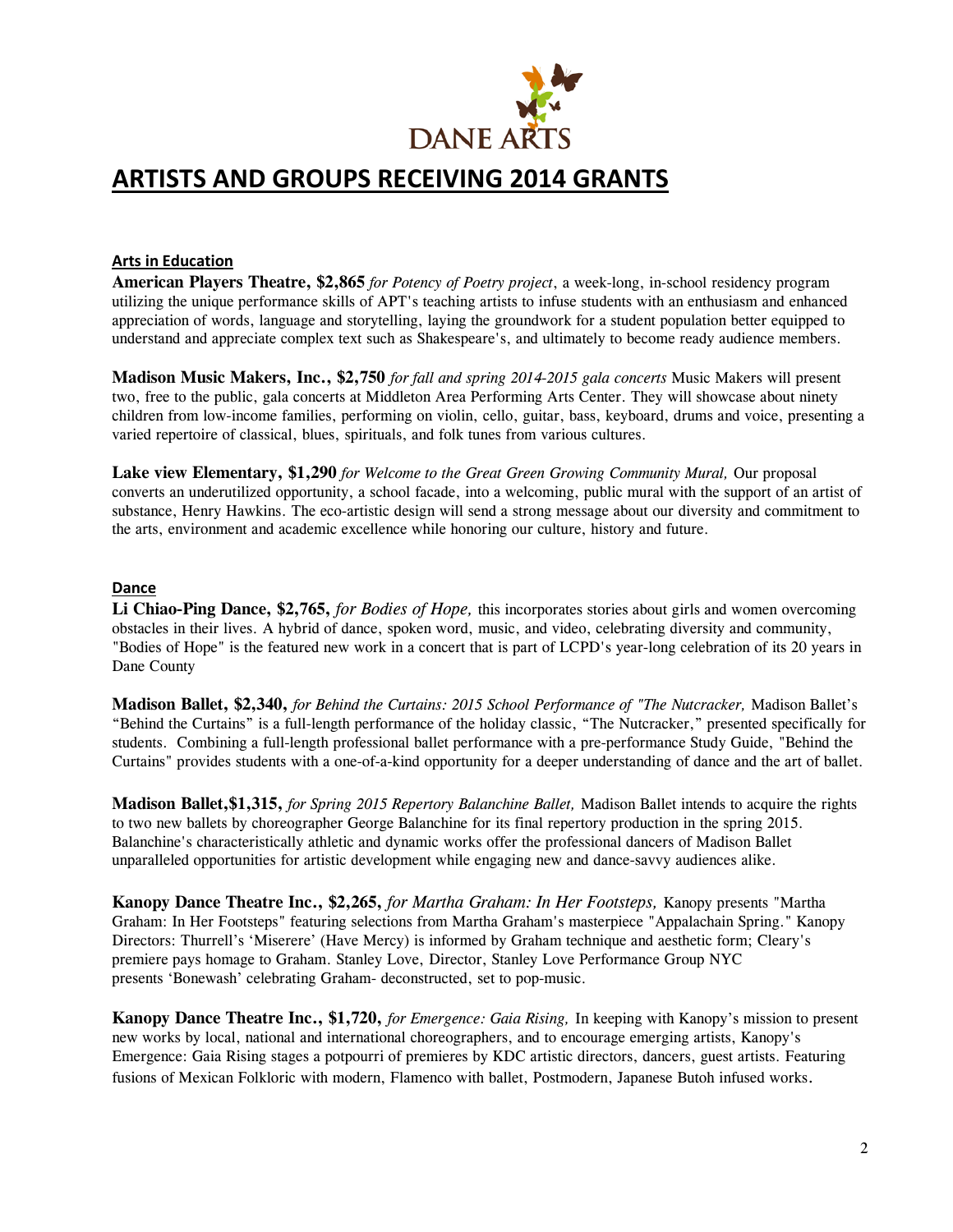DANE ARTS

# ARTISTS AND GROUPS RECEIVING 2014 GRANTS

## Arts in Education

**American Players Theatre, $2,865** *for Potency of Poetry project*, a week-long, in-school residency program utilizing the unique performance skills of APT's teaching artists to infuse students with an enthusiasm and enhanced appreciation of words, language and storytelling, laying the groundwork for a student population better equipped to understand and appreciate complex text such as Shakespeare's, and ultimately to become ready audience members.

**Madison Music Makers, Inc., $2,750** *for fall and spring 2014-2015 gala concerts* Music Makers will present two, free to the public, gala concerts at Middleton Area Performing Arts Center. They will showcase about ninety children from low-income families, performing on violin, cello, guitar, bass, keyboard, drums and voice, presenting a varied repertoire of classical, blues, spirituals, and folk tunes from various cultures.

**Lake view Elementary, $1,290** *for Welcome to the Great Green Growing Community Mural,* Our proposal converts an underutilized opportunity, a school facade, into a welcoming, public mural with the support of an artist of substance, Henry Hawkins. The eco-artistic design will send a strong message about our diversity and commitment to the arts, environment and academic excellence while honoring our culture, history and future.

## Dance

**Li Chiao-Ping Dance, $2,765,** *for Bodies of Hope,* this incorporates stories about girls and women overcoming obstacles in their lives. A hybrid of dance, spoken word, music, and video, celebrating diversity and community, "Bodies of Hope" is the featured new work in a concert that is part of LCPD's year-long celebration of its 20 years in Dane County

**Madison Ballet, $2,340,** *for Behind the Curtains: 2015 School Performance of "The Nutcracker,* Madison Ballet's "Behind the Curtains" is a full-length performance of the holiday classic, "The Nutcracker," presented specifically for students. Combining a full-length professional ballet performance with a pre-performance Study Guide, "Behind the Curtains" provides students with a one-of-a-kind opportunity for a deeper understanding of dance and the art of ballet.

**Madison Ballet,$1,315,** *for Spring 2015 Repertory Balanchine Ballet,* Madison Ballet intends to acquire the rights to two new ballets by choreographer George Balanchine for its final repertory production in the spring 2015. Balanchine's characteristically athletic and dynamic works offer the professional dancers of Madison Ballet unparalleled opportunities for artistic development while engaging new and dance-savvy audiences alike.

**Kanopy Dance Theatre Inc., $2,265,** *for Martha Graham: In Her Footsteps,* Kanopy presents "Martha Graham: In Her Footsteps" featuring selections from Martha Graham's masterpiece "Appalachain Spring." Kanopy Directors: Thurrell's 'Miserere' (Have Mercy) is informed by Graham technique and aesthetic form; Cleary's premiere pays homage to Graham. Stanley Love, Director, Stanley Love Performance Group NYC presents 'Bonewash' celebrating Graham- deconstructed, set to pop-music.

**Kanopy Dance Theatre Inc., $1,720,** *for Emergence: Gaia Rising,* In keeping with Kanopy's mission to present new works by local, national and international choreographers, and to encourage emerging artists, Kanopy's Emergence: Gaia Rising stages a potpourri of premieres by KDC artistic directors, dancers, guest artists. Featuring fusions of Mexican Folkloric with modern, Flamenco with ballet, Postmodern, Japanese Butoh infused works.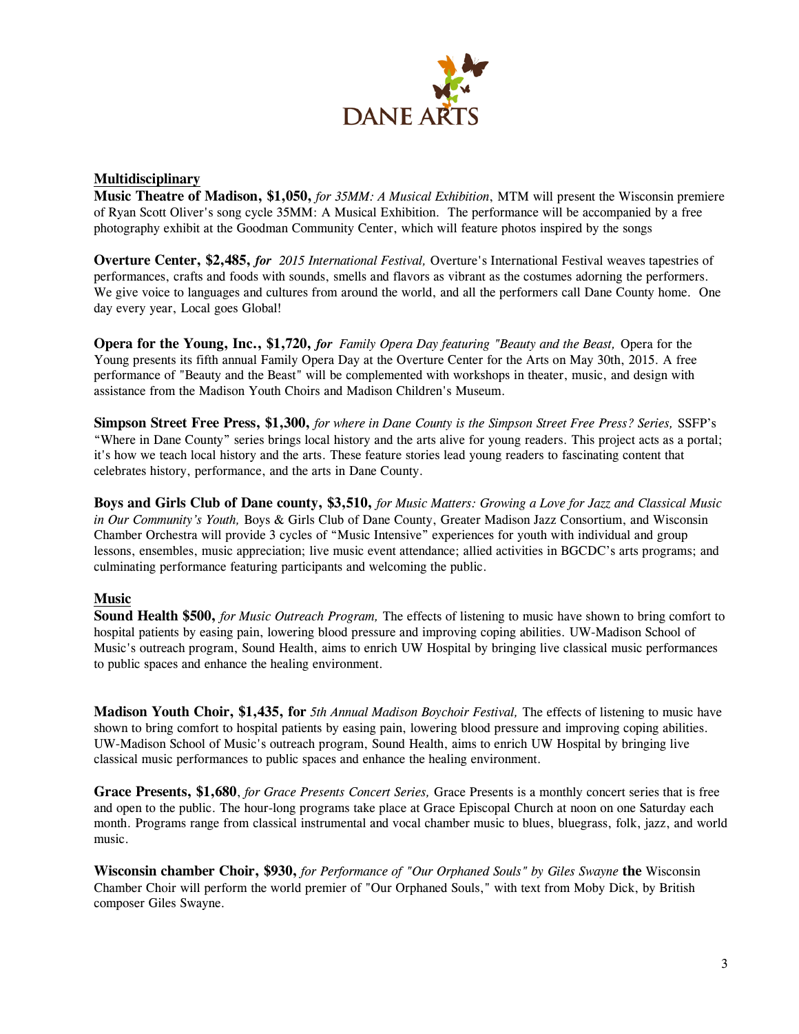## Multidisciplinary

**Music Theatre of Madison, $1,050,** *for 35MM: A Musical Exhibition*, MTM will present the Wisconsin premiere of Ryan Scott Oliver's song cycle 35MM: A Musical Exhibition. The performance will be accompanied by a free photography exhibit at the Goodman Community Center, which will feature photos inspired by the songs

**Overture Center, $2,485,** ***for*** *2015 International Festival,* Overture's International Festival weaves tapestries of performances, crafts and foods with sounds, smells and flavors as vibrant as the costumes adorning the performers. We give voice to languages and cultures from around the world, and all the performers call Dane County home. One day every year, Local goes Global!

**Opera for the Young, Inc., $1,720,** ***for*** *Family Opera Day featuring "Beauty and the Beast,* Opera for the Young presents its fifth annual Family Opera Day at the Overture Center for the Arts on May 30th, 2015. A free performance of "Beauty and the Beast" will be complemented with workshops in theater, music, and design with assistance from the Madison Youth Choirs and Madison Children's Museum.

**Simpson Street Free Press, $1,300,** *for where in Dane County is the Simpson Street Free Press? Series,* SSFP's "Where in Dane County" series brings local history and the arts alive for young readers. This project acts as a portal; it's how we teach local history and the arts. These feature stories lead young readers to fascinating content that celebrates history, performance, and the arts in Dane County.

**Boys and Girls Club of Dane county, $3,510,** *for Music Matters: Growing a Love for Jazz and Classical Music in Our Community's Youth,* Boys & Girls Club of Dane County, Greater Madison Jazz Consortium, and Wisconsin Chamber Orchestra will provide 3 cycles of "Music Intensive" experiences for youth with individual and group lessons, ensembles, music appreciation; live music event attendance; allied activities in BGCDC's arts programs; and culminating performance featuring participants and welcoming the public.

## Music

**Sound Health $500,** *for Music Outreach Program,* The effects of listening to music have shown to bring comfort to hospital patients by easing pain, lowering blood pressure and improving coping abilities. UW-Madison School of Music's outreach program, Sound Health, aims to enrich UW Hospital by bringing live classical music performances to public spaces and enhance the healing environment.

**Madison Youth Choir, $1,435, for** *5th Annual Madison Boychoir Festival,* The effects of listening to music have shown to bring comfort to hospital patients by easing pain, lowering blood pressure and improving coping abilities. UW-Madison School of Music's outreach program, Sound Health, aims to enrich UW Hospital by bringing live classical music performances to public spaces and enhance the healing environment.

**Grace Presents, $1,680**, *for Grace Presents Concert Series,* Grace Presents is a monthly concert series that is free and open to the public. The hour-long programs take place at Grace Episcopal Church at noon on one Saturday each month. Programs range from classical instrumental and vocal chamber music to blues, bluegrass, folk, jazz, and world music.

**Wisconsin chamber Choir, $930,** *for Performance of "Our Orphaned Souls" by Giles Swayne* **the** Wisconsin Chamber Choir will perform the world premier of "Our Orphaned Souls," with text from Moby Dick, by British composer Giles Swayne.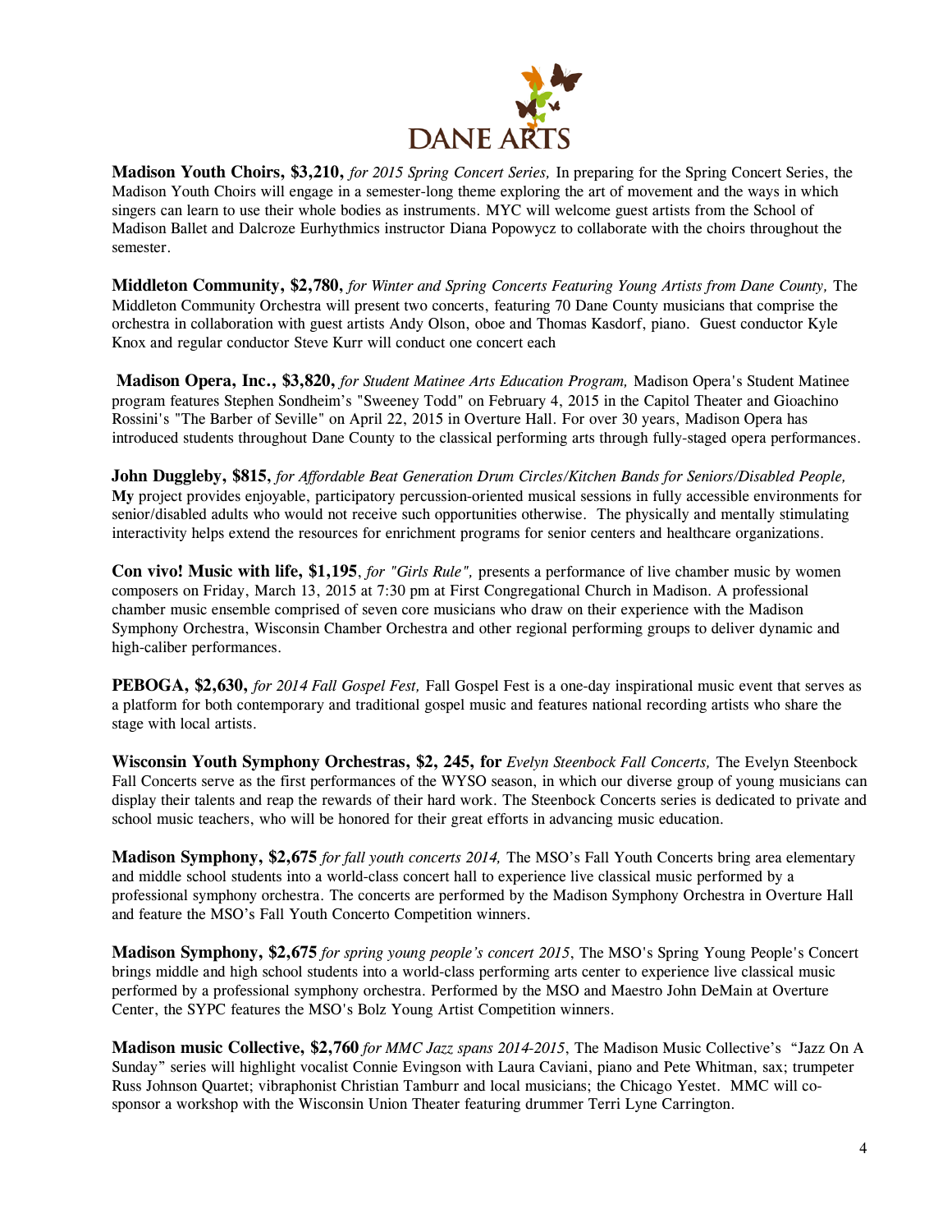**Madison Youth Choirs, $3,210,** *for 2015 Spring Concert Series,* In preparing for the Spring Concert Series, the Madison Youth Choirs will engage in a semester-long theme exploring the art of movement and the ways in which singers can learn to use their whole bodies as instruments. MYC will welcome guest artists from the School of Madison Ballet and Dalcroze Eurhythmics instructor Diana Popowycz to collaborate with the choirs throughout the semester.

**Middleton Community, $2,780,** *for Winter and Spring Concerts Featuring Young Artists from Dane County,* The Middleton Community Orchestra will present two concerts, featuring 70 Dane County musicians that comprise the orchestra in collaboration with guest artists Andy Olson, oboe and Thomas Kasdorf, piano. Guest conductor Kyle Knox and regular conductor Steve Kurr will conduct one concert each

**Madison Opera, Inc., $3,820,** *for Student Matinee Arts Education Program,* Madison Opera's Student Matinee program features Stephen Sondheim's "Sweeney Todd" on February 4, 2015 in the Capitol Theater and Gioachino Rossini's "The Barber of Seville" on April 22, 2015 in Overture Hall. For over 30 years, Madison Opera has introduced students throughout Dane County to the classical performing arts through fully-staged opera performances.

**John Duggleby, $815,** *for Affordable Beat Generation Drum Circles/Kitchen Bands for Seniors/Disabled People,* **My** project provides enjoyable, participatory percussion-oriented musical sessions in fully accessible environments for senior/disabled adults who would not receive such opportunities otherwise. The physically and mentally stimulating interactivity helps extend the resources for enrichment programs for senior centers and healthcare organizations.

**Con vivo! Music with life, $1,195**, *for "Girls Rule",* presents a performance of live chamber music by women composers on Friday, March 13, 2015 at 7:30 pm at First Congregational Church in Madison. A professional chamber music ensemble comprised of seven core musicians who draw on their experience with the Madison Symphony Orchestra, Wisconsin Chamber Orchestra and other regional performing groups to deliver dynamic and high-caliber performances.

**PEBOGA, $2,630,** *for 2014 Fall Gospel Fest,* Fall Gospel Fest is a one-day inspirational music event that serves as a platform for both contemporary and traditional gospel music and features national recording artists who share the stage with local artists.

**Wisconsin Youth Symphony Orchestras, $2, 245, for** *Evelyn Steenbock Fall Concerts,* The Evelyn Steenbock Fall Concerts serve as the first performances of the WYSO season, in which our diverse group of young musicians can display their talents and reap the rewards of their hard work. The Steenbock Concerts series is dedicated to private and school music teachers, who will be honored for their great efforts in advancing music education.

**Madison Symphony, $2,675** *for fall youth concerts 2014,* The MSO's Fall Youth Concerts bring area elementary and middle school students into a world-class concert hall to experience live classical music performed by a professional symphony orchestra. The concerts are performed by the Madison Symphony Orchestra in Overture Hall and feature the MSO's Fall Youth Concerto Competition winners.

**Madison Symphony, $2,675** *for spring young people's concert 2015*, The MSO's Spring Young People's Concert brings middle and high school students into a world-class performing arts center to experience live classical music performed by a professional symphony orchestra. Performed by the MSO and Maestro John DeMain at Overture Center, the SYPC features the MSO's Bolz Young Artist Competition winners.

**Madison music Collective, $2,760** *for MMC Jazz spans 2014-2015*, The Madison Music Collective's "Jazz On A Sunday" series will highlight vocalist Connie Evingson with Laura Caviani, piano and Pete Whitman, sax; trumpeter Russ Johnson Quartet; vibraphonist Christian Tamburr and local musicians; the Chicago Yestet. MMC will co-sponsor a workshop with the Wisconsin Union Theater featuring drummer Terri Lyne Carrington.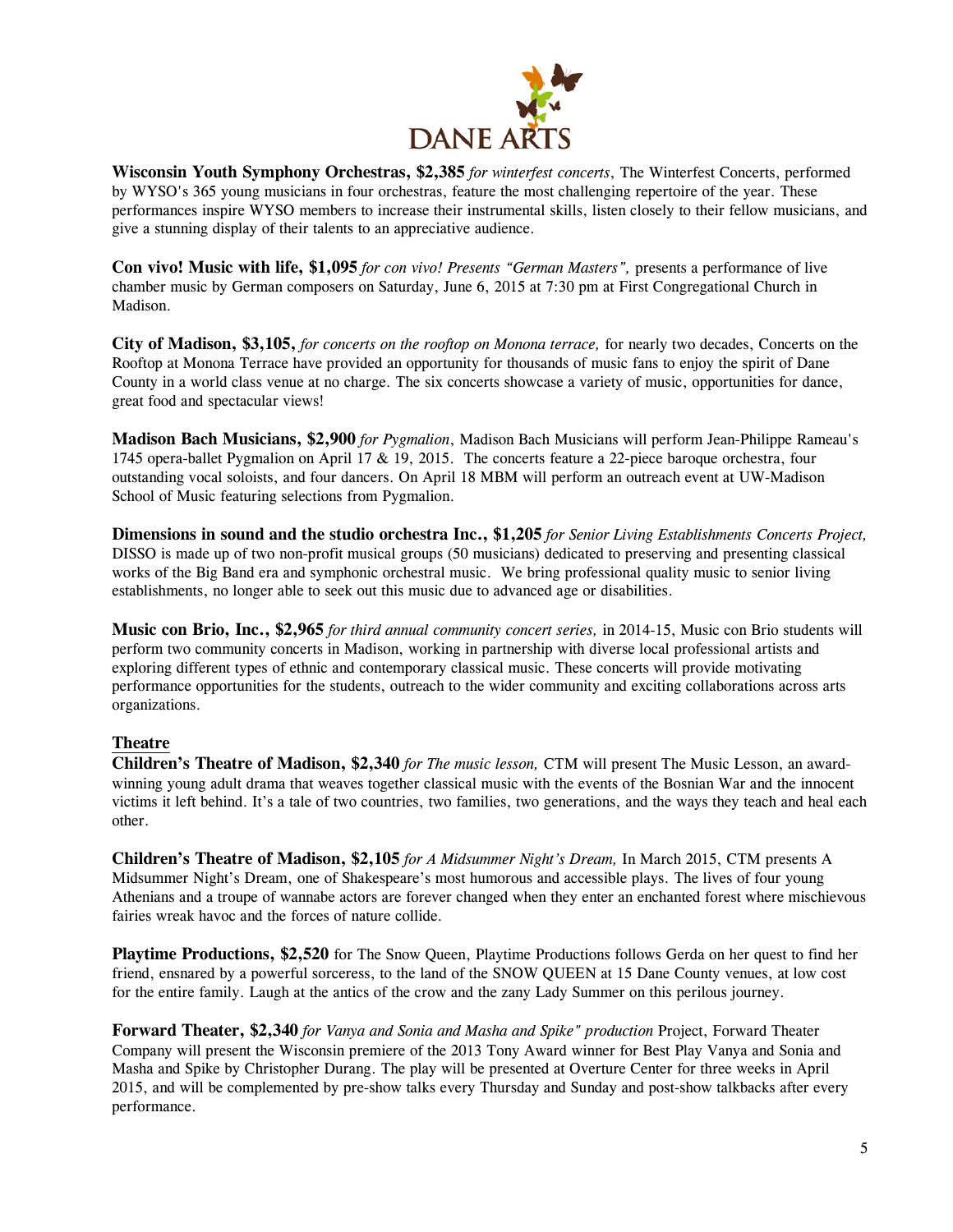**Wisconsin Youth Symphony Orchestras, $2,385** *for winterfest concerts*, The Winterfest Concerts, performed by WYSO's 365 young musicians in four orchestras, feature the most challenging repertoire of the year. These performances inspire WYSO members to increase their instrumental skills, listen closely to their fellow musicians, and give a stunning display of their talents to an appreciative audience.

**Con vivo! Music with life, $1,095** *for con vivo! Presents "German Masters",* presents a performance of live chamber music by German composers on Saturday, June 6, 2015 at 7:30 pm at First Congregational Church in Madison.

**City of Madison, $3,105,** *for concerts on the rooftop on Monona terrace,* for nearly two decades, Concerts on the Rooftop at Monona Terrace have provided an opportunity for thousands of music fans to enjoy the spirit of Dane County in a world class venue at no charge. The six concerts showcase a variety of music, opportunities for dance, great food and spectacular views!

**Madison Bach Musicians, $2,900** *for Pygmalion*, Madison Bach Musicians will perform Jean-Philippe Rameau's 1745 opera-ballet Pygmalion on April 17 & 19, 2015. The concerts feature a 22-piece baroque orchestra, four outstanding vocal soloists, and four dancers. On April 18 MBM will perform an outreach event at UW-Madison School of Music featuring selections from Pygmalion.

**Dimensions in sound and the studio orchestra Inc., $1,205** *for Senior Living Establishments Concerts Project,* DISSO is made up of two non-profit musical groups (50 musicians) dedicated to preserving and presenting classical works of the Big Band era and symphonic orchestral music. We bring professional quality music to senior living establishments, no longer able to seek out this music due to advanced age or disabilities.

**Music con Brio, Inc., $2,965** *for third annual community concert series,* in 2014-15, Music con Brio students will perform two community concerts in Madison, working in partnership with diverse local professional artists and exploring different types of ethnic and contemporary classical music. These concerts will provide motivating performance opportunities for the students, outreach to the wider community and exciting collaborations across arts organizations.

## Theatre

**Children's Theatre of Madison, $2,340** *for The music lesson,* CTM will present The Music Lesson, an award-winning young adult drama that weaves together classical music with the events of the Bosnian War and the innocent victims it left behind. It's a tale of two countries, two families, two generations, and the ways they teach and heal each other.

**Children's Theatre of Madison, $2,105** *for A Midsummer Night's Dream,* In March 2015, CTM presents A Midsummer Night's Dream, one of Shakespeare's most humorous and accessible plays. The lives of four young Athenians and a troupe of wannabe actors are forever changed when they enter an enchanted forest where mischievous fairies wreak havoc and the forces of nature collide.

**Playtime Productions, $2,520** for The Snow Queen, Playtime Productions follows Gerda on her quest to find her friend, ensnared by a powerful sorceress, to the land of the SNOW QUEEN at 15 Dane County venues, at low cost for the entire family. Laugh at the antics of the crow and the zany Lady Summer on this perilous journey.

**Forward Theater, $2,340** *for Vanya and Sonia and Masha and Spike" production* Project, Forward Theater Company will present the Wisconsin premiere of the 2013 Tony Award winner for Best Play Vanya and Sonia and Masha and Spike by Christopher Durang. The play will be presented at Overture Center for three weeks in April 2015, and will be complemented by pre-show talks every Thursday and Sunday and post-show talkbacks after every performance.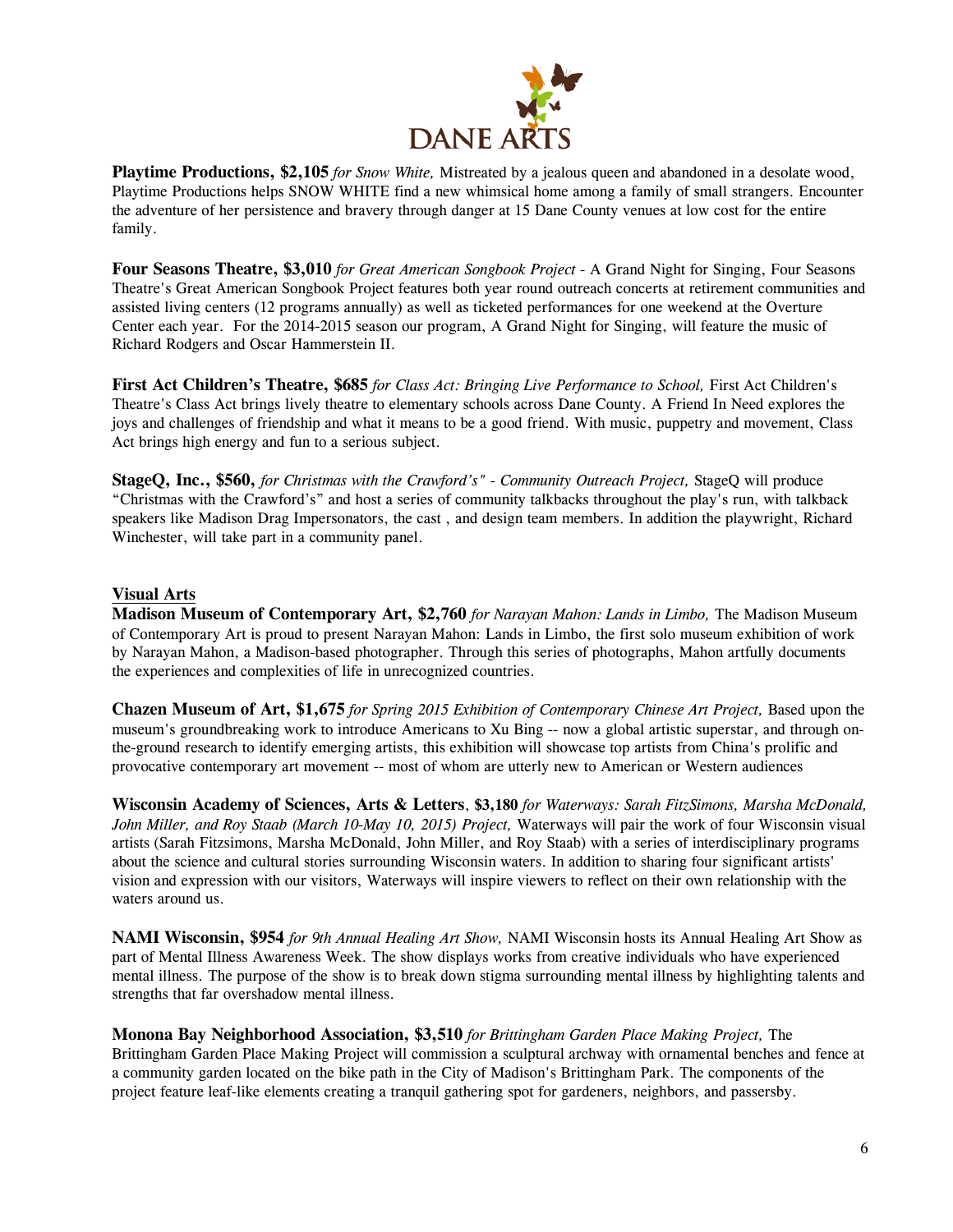**Playtime Productions, $2,105** *for Snow White,* Mistreated by a jealous queen and abandoned in a desolate wood, Playtime Productions helps SNOW WHITE find a new whimsical home among a family of small strangers. Encounter the adventure of her persistence and bravery through danger at 15 Dane County venues at low cost for the entire family.

**Four Seasons Theatre, $3,010** *for Great American Songbook Project -* A Grand Night for Singing, Four Seasons Theatre's Great American Songbook Project features both year round outreach concerts at retirement communities and assisted living centers (12 programs annually) as well as ticketed performances for one weekend at the Overture Center each year. For the 2014-2015 season our program, A Grand Night for Singing, will feature the music of Richard Rodgers and Oscar Hammerstein II.

**First Act Children's Theatre, $685** *for Class Act: Bringing Live Performance to School,* First Act Children's Theatre's Class Act brings lively theatre to elementary schools across Dane County. A Friend In Need explores the joys and challenges of friendship and what it means to be a good friend. With music, puppetry and movement, Class Act brings high energy and fun to a serious subject.

**StageQ, Inc., $560,** *for Christmas with the Crawford's" - Community Outreach Project,* StageQ will produce "Christmas with the Crawford's" and host a series of community talkbacks throughout the play's run, with talkback speakers like Madison Drag Impersonators, the cast , and design team members. In addition the playwright, Richard Winchester, will take part in a community panel.

## Visual Arts

**Madison Museum of Contemporary Art, $2,760** *for Narayan Mahon: Lands in Limbo,* The Madison Museum of Contemporary Art is proud to present Narayan Mahon: Lands in Limbo, the first solo museum exhibition of work by Narayan Mahon, a Madison-based photographer. Through this series of photographs, Mahon artfully documents the experiences and complexities of life in unrecognized countries.

**Chazen Museum of Art, $1,675** *for Spring 2015 Exhibition of Contemporary Chinese Art Project,* Based upon the museum's groundbreaking work to introduce Americans to Xu Bing -- now a global artistic superstar, and through on-the-ground research to identify emerging artists, this exhibition will showcase top artists from China's prolific and provocative contemporary art movement -- most of whom are utterly new to American or Western audiences

**Wisconsin Academy of Sciences, Arts & Letters**, **$3,180** *for Waterways: Sarah FitzSimons, Marsha McDonald, John Miller, and Roy Staab (March 10-May 10, 2015) Project,* Waterways will pair the work of four Wisconsin visual artists (Sarah Fitzsimons, Marsha McDonald, John Miller, and Roy Staab) with a series of interdisciplinary programs about the science and cultural stories surrounding Wisconsin waters. In addition to sharing four significant artists' vision and expression with our visitors, Waterways will inspire viewers to reflect on their own relationship with the waters around us.

**NAMI Wisconsin, $954** *for 9th Annual Healing Art Show,* NAMI Wisconsin hosts its Annual Healing Art Show as part of Mental Illness Awareness Week. The show displays works from creative individuals who have experienced mental illness. The purpose of the show is to break down stigma surrounding mental illness by highlighting talents and strengths that far overshadow mental illness.

**Monona Bay Neighborhood Association, $3,510** *for Brittingham Garden Place Making Project,* The Brittingham Garden Place Making Project will commission a sculptural archway with ornamental benches and fence at a community garden located on the bike path in the City of Madison's Brittingham Park. The components of the project feature leaf-like elements creating a tranquil gathering spot for gardeners, neighbors, and passersby.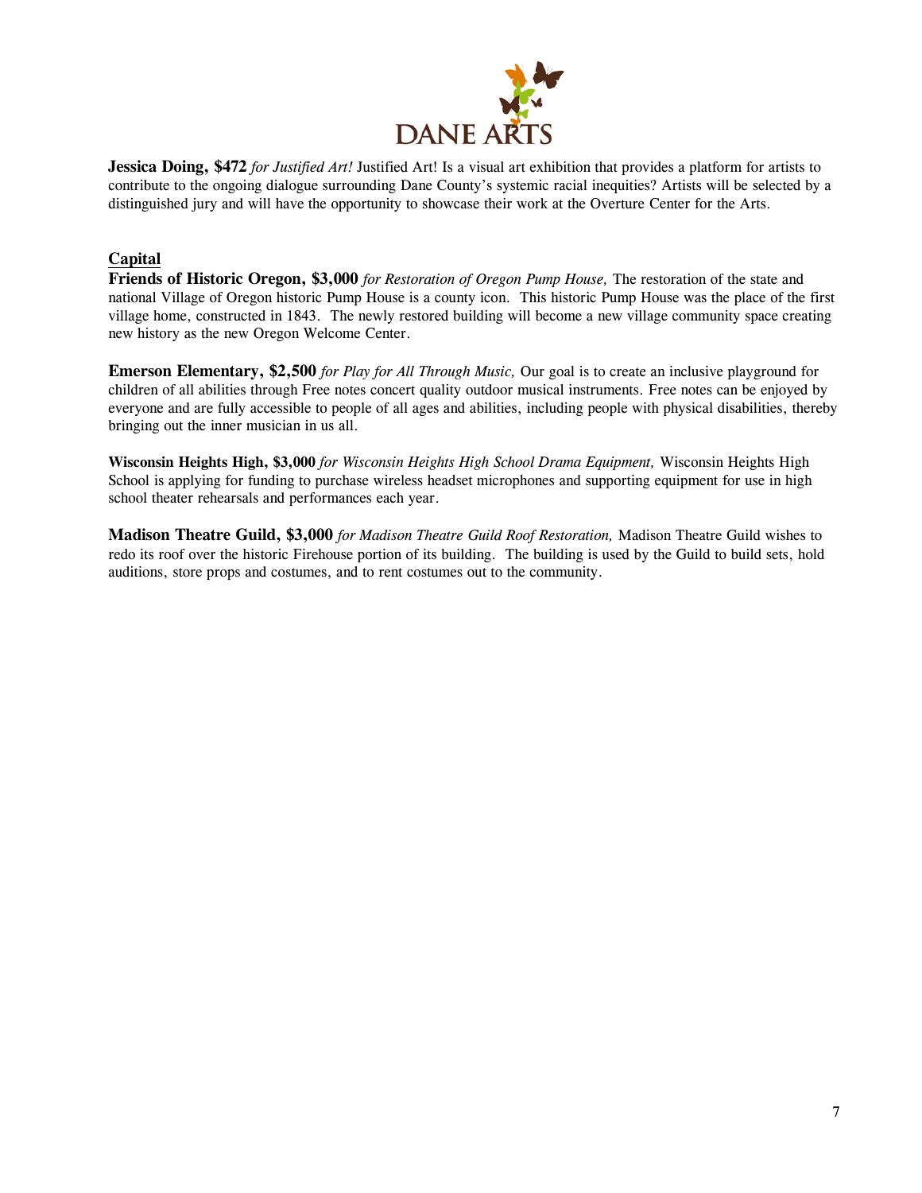**Jessica Doing, $472** *for Justified Art!* Justified Art! Is a visual art exhibition that provides a platform for artists to contribute to the ongoing dialogue surrounding Dane County's systemic racial inequities? Artists will be selected by a distinguished jury and will have the opportunity to showcase their work at the Overture Center for the Arts.

## Capital

**Friends of Historic Oregon, $3,000** *for Restoration of Oregon Pump House,* The restoration of the state and national Village of Oregon historic Pump House is a county icon. This historic Pump House was the place of the first village home, constructed in 1843. The newly restored building will become a new village community space creating new history as the new Oregon Welcome Center.

**Emerson Elementary, $2,500** *for Play for All Through Music,* Our goal is to create an inclusive playground for children of all abilities through Free notes concert quality outdoor musical instruments. Free notes can be enjoyed by everyone and are fully accessible to people of all ages and abilities, including people with physical disabilities, thereby bringing out the inner musician in us all.

**Wisconsin Heights High, $3,000** *for Wisconsin Heights High School Drama Equipment,* Wisconsin Heights High School is applying for funding to purchase wireless headset microphones and supporting equipment for use in high school theater rehearsals and performances each year.

**Madison Theatre Guild, $3,000** *for Madison Theatre Guild Roof Restoration,* Madison Theatre Guild wishes to redo its roof over the historic Firehouse portion of its building. The building is used by the Guild to build sets, hold auditions, store props and costumes, and to rent costumes out to the community.